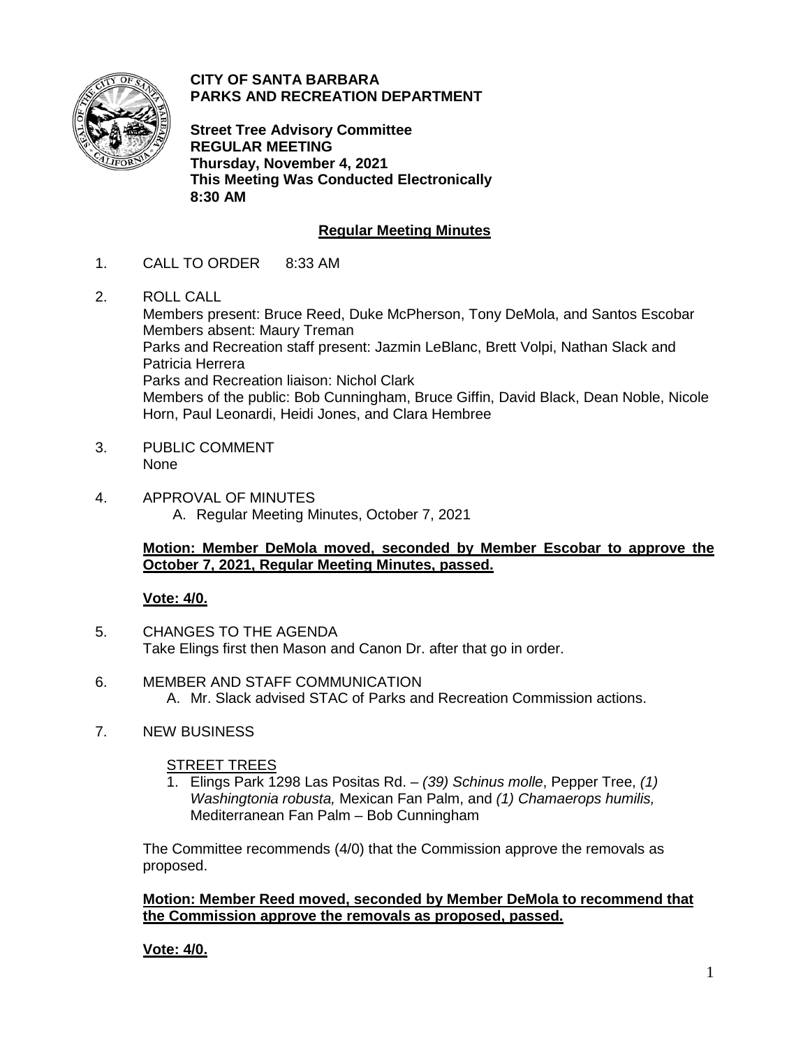**CITY OF SANTA BARBARA**
**PARKS AND RECREATION DEPARTMENT**

**Street Tree Advisory Committee**
**REGULAR MEETING**
**Thursday, November 4, 2021**
**This Meeting Was Conducted Electronically**
**8:30 AM**

## Regular Meeting Minutes

1. CALL TO ORDER 8:33 AM

2. ROLL CALL
   Members present: Bruce Reed, Duke McPherson, Tony DeMola, and Santos Escobar
   Members absent: Maury Treman
   Parks and Recreation staff present: Jazmin LeBlanc, Brett Volpi, Nathan Slack and Patricia Herrera
   Parks and Recreation liaison: Nichol Clark
   Members of the public: Bob Cunningham, Bruce Giffin, David Black, Dean Noble, Nicole Horn, Paul Leonardi, Heidi Jones, and Clara Hembree

3. PUBLIC COMMENT
   None

4. APPROVAL OF MINUTES
   A. Regular Meeting Minutes, October 7, 2021

   **Motion: Member DeMola moved, seconded by Member Escobar to approve the October 7, 2021, Regular Meeting Minutes, passed.**

   **Vote: 4/0.**

5. CHANGES TO THE AGENDA
   Take Elings first then Mason and Canon Dr. after that go in order.

6. MEMBER AND STAFF COMMUNICATION
   A. Mr. Slack advised STAC of Parks and Recreation Commission actions.

7. NEW BUSINESS

   STREET TREES

   1. Elings Park 1298 Las Positas Rd. – *(39) Schinus molle*, Pepper Tree, *(1) Washingtonia robusta,* Mexican Fan Palm, and *(1) Chamaerops humilis,* Mediterranean Fan Palm – Bob Cunningham

   The Committee recommends (4/0) that the Commission approve the removals as proposed.

   **Motion: Member Reed moved, seconded by Member DeMola to recommend that the Commission approve the removals as proposed, passed.**

   **Vote: 4/0.**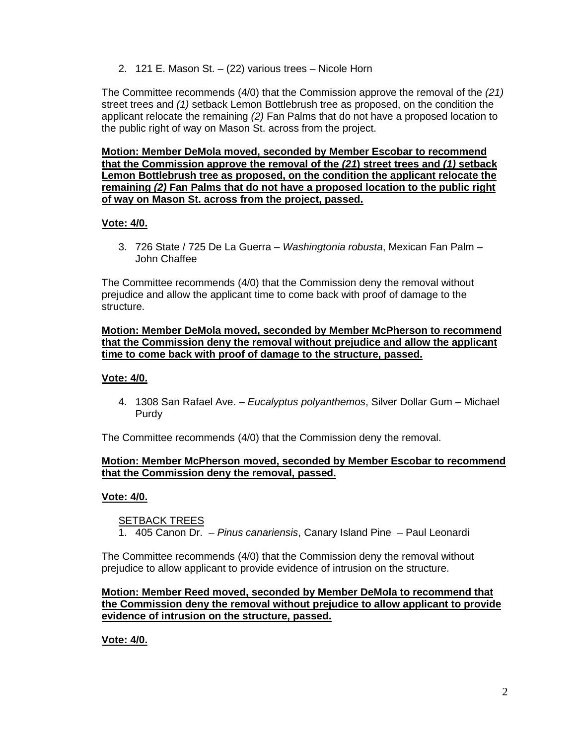2. 121 E. Mason St. – (22) various trees – Nicole Horn

The Committee recommends (4/0) that the Commission approve the removal of the *(21)* street trees and *(1)* setback Lemon Bottlebrush tree as proposed, on the condition the applicant relocate the remaining *(2)* Fan Palms that do not have a proposed location to the public right of way on Mason St. across from the project.

<u>**Motion: Member DeMola moved, seconded by Member Escobar to recommend that the Commission approve the removal of the *(21*) street trees and *(1)* setback Lemon Bottlebrush tree as proposed, on the condition the applicant relocate the remaining *(2)* Fan Palms that do not have a proposed location to the public right of way on Mason St. across from the project, passed.**</u>

<u>**Vote: 4/0.**</u>

3. 726 State / 725 De La Guerra – *Washingtonia robusta*, Mexican Fan Palm – John Chaffee

The Committee recommends (4/0) that the Commission deny the removal without prejudice and allow the applicant time to come back with proof of damage to the structure.

<u>**Motion: Member DeMola moved, seconded by Member McPherson to recommend that the Commission deny the removal without prejudice and allow the applicant time to come back with proof of damage to the structure, passed.**</u>

<u>**Vote: 4/0.**</u>

4. 1308 San Rafael Ave. – *Eucalyptus polyanthemos*, Silver Dollar Gum – Michael Purdy

The Committee recommends (4/0) that the Commission deny the removal.

<u>**Motion: Member McPherson moved, seconded by Member Escobar to recommend that the Commission deny the removal, passed.**</u>

<u>**Vote: 4/0.**</u>

<u>SETBACK TREES</u>

1. 405 Canon Dr. – *Pinus canariensis*, Canary Island Pine – Paul Leonardi

The Committee recommends (4/0) that the Commission deny the removal without prejudice to allow applicant to provide evidence of intrusion on the structure.

<u>**Motion: Member Reed moved, seconded by Member DeMola to recommend that the Commission deny the removal without prejudice to allow applicant to provide evidence of intrusion on the structure, passed.**</u>

<u>**Vote: 4/0.**</u>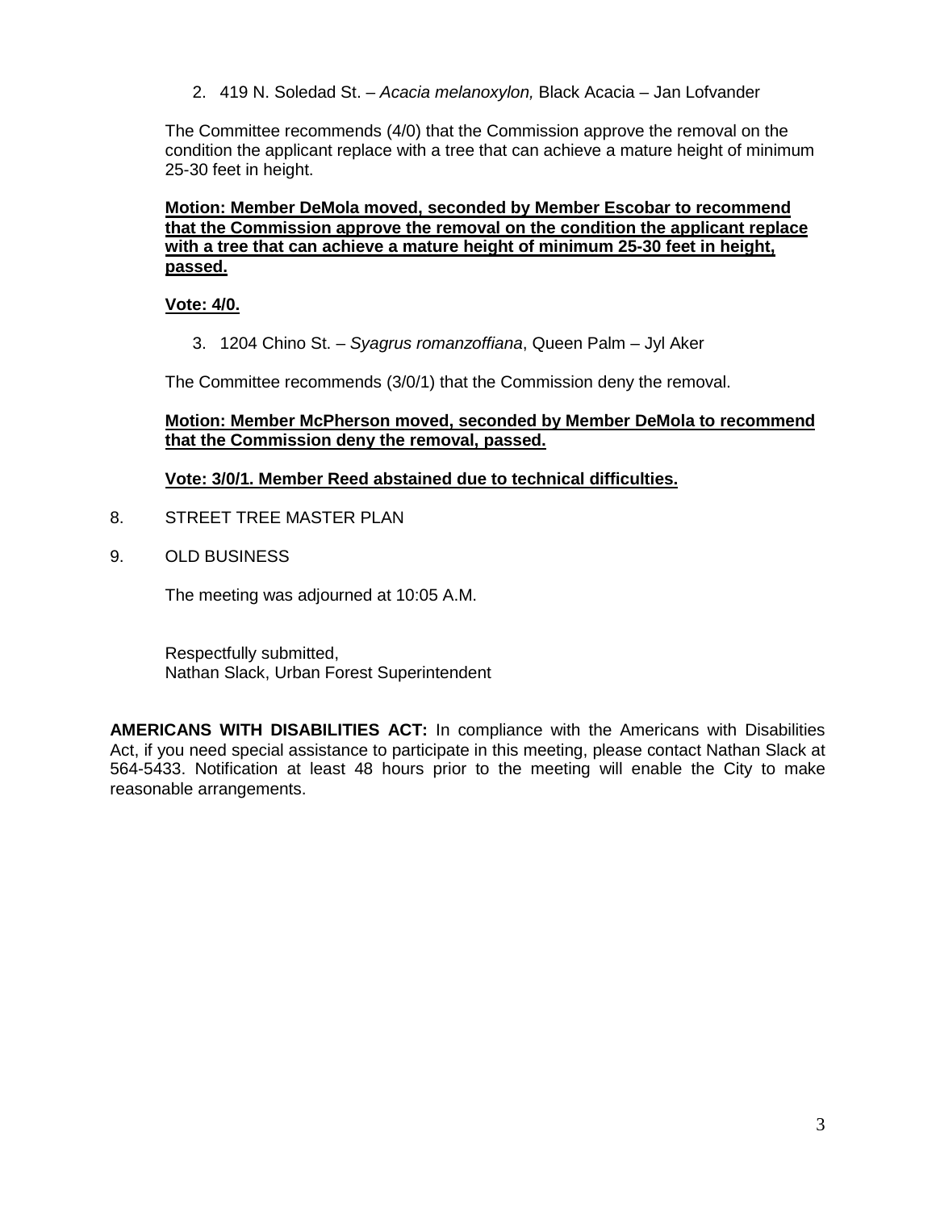2. 419 N. Soledad St. – *Acacia melanoxylon,* Black Acacia – Jan Lofvander

The Committee recommends (4/0) that the Commission approve the removal on the condition the applicant replace with a tree that can achieve a mature height of minimum 25-30 feet in height.

**Motion: Member DeMola moved, seconded by Member Escobar to recommend that the Commission approve the removal on the condition the applicant replace with a tree that can achieve a mature height of minimum 25-30 feet in height, passed.**

**Vote: 4/0.**

3. 1204 Chino St. – *Syagrus romanzoffiana*, Queen Palm – Jyl Aker

The Committee recommends (3/0/1) that the Commission deny the removal.

**Motion: Member McPherson moved, seconded by Member DeMola to recommend that the Commission deny the removal, passed.**

**Vote: 3/0/1. Member Reed abstained due to technical difficulties.**

8. STREET TREE MASTER PLAN

9. OLD BUSINESS

The meeting was adjourned at 10:05 A.M.

Respectfully submitted,
Nathan Slack, Urban Forest Superintendent

**AMERICANS WITH DISABILITIES ACT:** In compliance with the Americans with Disabilities Act, if you need special assistance to participate in this meeting, please contact Nathan Slack at 564-5433. Notification at least 48 hours prior to the meeting will enable the City to make reasonable arrangements.